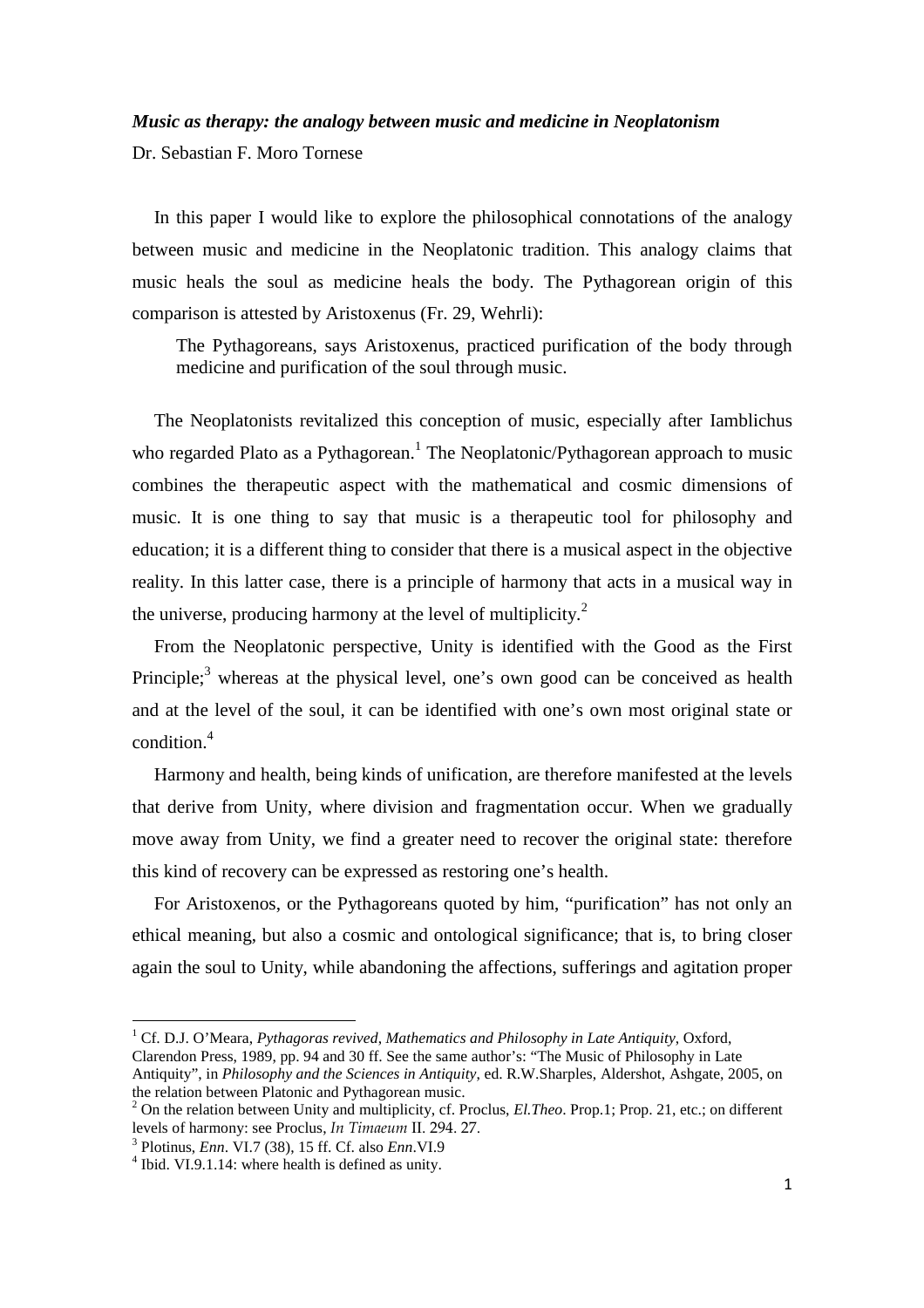***Music as therapy: the analogy between music and medicine in Neoplatonism***

Dr. Sebastian F. Moro Tornese

In this paper I would like to explore the philosophical connotations of the analogy between music and medicine in the Neoplatonic tradition. This analogy claims that music heals the soul as medicine heals the body. The Pythagorean origin of this comparison is attested by Aristoxenus (Fr. 29, Wehrli):

> The Pythagoreans, says Aristoxenus, practiced purification of the body through medicine and purification of the soul through music.

The Neoplatonists revitalized this conception of music, especially after Iamblichus who regarded Plato as a Pythagorean.[1] The Neoplatonic/Pythagorean approach to music combines the therapeutic aspect with the mathematical and cosmic dimensions of music. It is one thing to say that music is a therapeutic tool for philosophy and education; it is a different thing to consider that there is a musical aspect in the objective reality. In this latter case, there is a principle of harmony that acts in a musical way in the universe, producing harmony at the level of multiplicity.[2]

From the Neoplatonic perspective, Unity is identified with the Good as the First Principle;[3] whereas at the physical level, one's own good can be conceived as health and at the level of the soul, it can be identified with one's own most original state or condition.[4]

Harmony and health, being kinds of unification, are therefore manifested at the levels that derive from Unity, where division and fragmentation occur. When we gradually move away from Unity, we find a greater need to recover the original state: therefore this kind of recovery can be expressed as restoring one's health.

For Aristoxenos, or the Pythagoreans quoted by him, "purification" has not only an ethical meaning, but also a cosmic and ontological significance; that is, to bring closer again the soul to Unity, while abandoning the affections, sufferings and agitation proper

---

[1] Cf. D.J. O'Meara, *Pythagoras revived, Mathematics and Philosophy in Late Antiquity*, Oxford, Clarendon Press, 1989, pp. 94 and 30 ff. See the same author's: "The Music of Philosophy in Late Antiquity", in *Philosophy and the Sciences in Antiquity*, ed. R.W.Sharples, Aldershot, Ashgate, 2005, on the relation between Platonic and Pythagorean music.

[2] On the relation between Unity and multiplicity, cf. Proclus, *El.Theo*. Prop.1; Prop. 21, etc.; on different levels of harmony: see Proclus, *In Timaeum* II. 294. 27.

[3] Plotinus, *Enn*. VI.7 (38), 15 ff. Cf. also *Enn*.VI.9

[4] Ibid. VI.9.1.14: where health is defined as unity.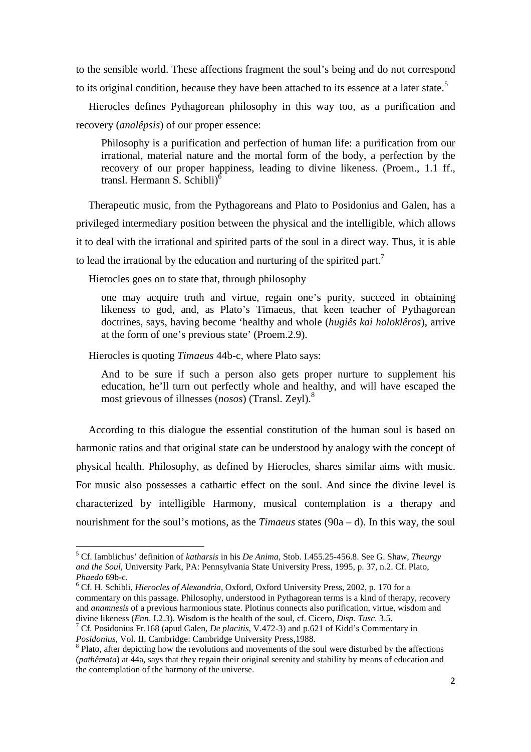to the sensible world. These affections fragment the soul's being and do not correspond to its original condition, because they have been attached to its essence at a later state.[5]

Hierocles defines Pythagorean philosophy in this way too, as a purification and recovery (*analêpsis*) of our proper essence:

> Philosophy is a purification and perfection of human life: a purification from our irrational, material nature and the mortal form of the body, a perfection by the recovery of our proper happiness, leading to divine likeness. (Proem., 1.1 ff., transl. Hermann S. Schibli)[6]

Therapeutic music, from the Pythagoreans and Plato to Posidonius and Galen, has a privileged intermediary position between the physical and the intelligible, which allows it to deal with the irrational and spirited parts of the soul in a direct way. Thus, it is able to lead the irrational by the education and nurturing of the spirited part.[7]

Hierocles goes on to state that, through philosophy

> one may acquire truth and virtue, regain one's purity, succeed in obtaining likeness to god, and, as Plato's Timaeus, that keen teacher of Pythagorean doctrines, says, having become 'healthy and whole (*hugiês kai holoklêros*), arrive at the form of one's previous state' (Proem.2.9).

Hierocles is quoting *Timaeus* 44b-c, where Plato says:

> And to be sure if such a person also gets proper nurture to supplement his education, he'll turn out perfectly whole and healthy, and will have escaped the most grievous of illnesses (*nosos*) (Transl. Zeyl).[8]

According to this dialogue the essential constitution of the human soul is based on harmonic ratios and that original state can be understood by analogy with the concept of physical health. Philosophy, as defined by Hierocles, shares similar aims with music. For music also possesses a cathartic effect on the soul. And since the divine level is characterized by intelligible Harmony, musical contemplation is a therapy and nourishment for the soul's motions, as the *Timaeus* states (90a – d). In this way, the soul

---

[5] Cf. Iamblichus' definition of *katharsis* in his *De Anima*, Stob. I.455.25-456.8. See G. Shaw, *Theurgy and the Soul*, University Park, PA: Pennsylvania State University Press, 1995, p. 37, n.2. Cf. Plato, *Phaedo* 69b-c.

[6] Cf. H. Schibli, *Hierocles of Alexandria*, Oxford, Oxford University Press, 2002, p. 170 for a commentary on this passage. Philosophy, understood in Pythagorean terms is a kind of therapy, recovery and *anamnesis* of a previous harmonious state. Plotinus connects also purification, virtue, wisdom and divine likeness (*Enn*. I.2.3). Wisdom is the health of the soul, cf. Cicero, *Disp. Tusc*. 3.5.

[7] Cf. Posidonius Fr.168 (apud Galen, *De placitis*, V.472-3) and p.621 of Kidd's Commentary in *Posidonius*, Vol. II, Cambridge: Cambridge University Press,1988.

[8] Plato, after depicting how the revolutions and movements of the soul were disturbed by the affections (*pathêmata*) at 44a, says that they regain their original serenity and stability by means of education and the contemplation of the harmony of the universe.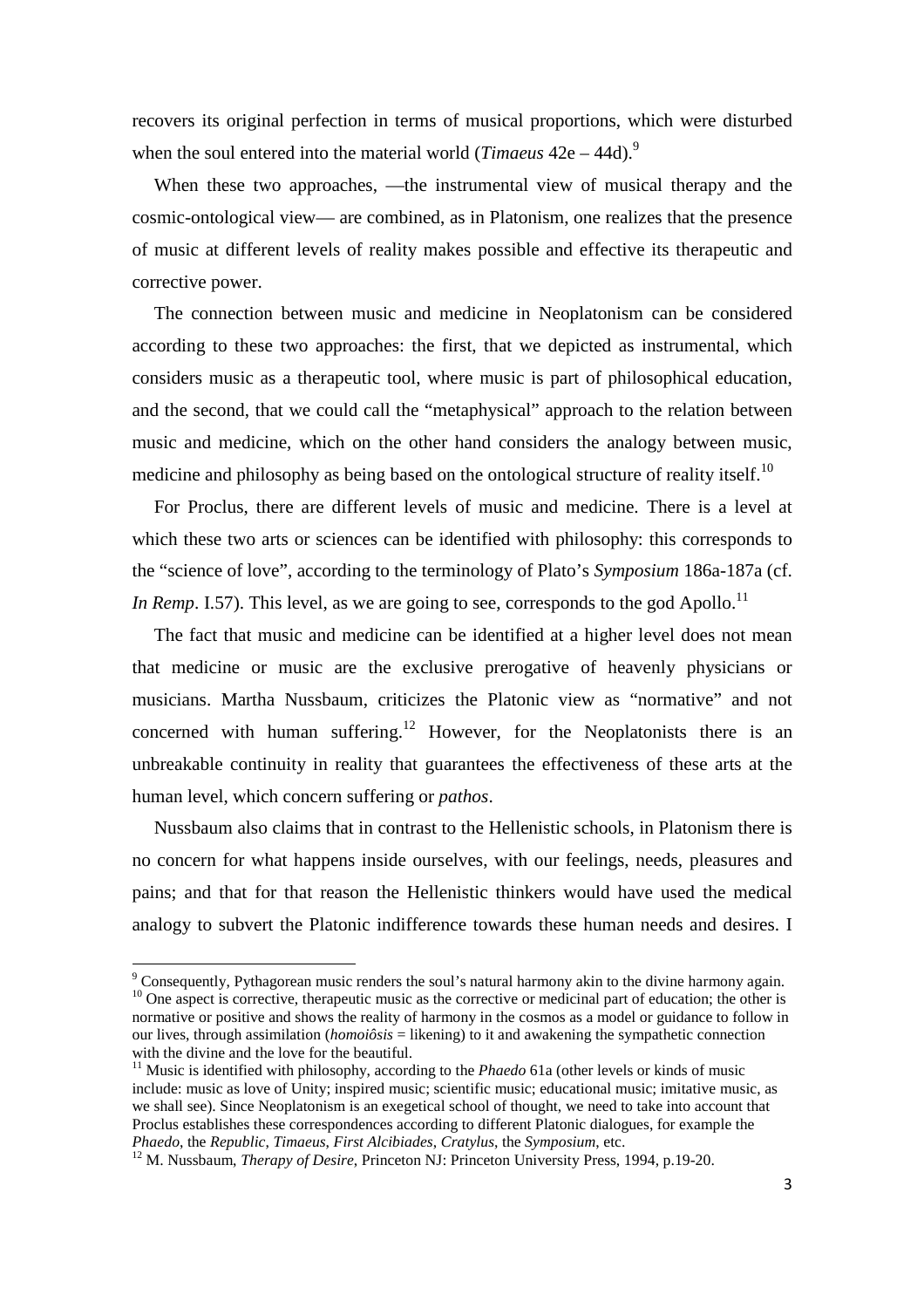recovers its original perfection in terms of musical proportions, which were disturbed when the soul entered into the material world (*Timaeus* 42e – 44d).[9]

When these two approaches, —the instrumental view of musical therapy and the cosmic-ontological view— are combined, as in Platonism, one realizes that the presence of music at different levels of reality makes possible and effective its therapeutic and corrective power.

The connection between music and medicine in Neoplatonism can be considered according to these two approaches: the first, that we depicted as instrumental, which considers music as a therapeutic tool, where music is part of philosophical education, and the second, that we could call the "metaphysical" approach to the relation between music and medicine, which on the other hand considers the analogy between music, medicine and philosophy as being based on the ontological structure of reality itself.[10]

For Proclus, there are different levels of music and medicine. There is a level at which these two arts or sciences can be identified with philosophy: this corresponds to the "science of love", according to the terminology of Plato's *Symposium* 186a-187a (cf. *In Remp*. I.57). This level, as we are going to see, corresponds to the god Apollo.[11]

The fact that music and medicine can be identified at a higher level does not mean that medicine or music are the exclusive prerogative of heavenly physicians or musicians. Martha Nussbaum, criticizes the Platonic view as "normative" and not concerned with human suffering.[12] However, for the Neoplatonists there is an unbreakable continuity in reality that guarantees the effectiveness of these arts at the human level, which concern suffering or *pathos*.

Nussbaum also claims that in contrast to the Hellenistic schools, in Platonism there is no concern for what happens inside ourselves, with our feelings, needs, pleasures and pains; and that for that reason the Hellenistic thinkers would have used the medical analogy to subvert the Platonic indifference towards these human needs and desires. I

---

[9] Consequently, Pythagorean music renders the soul's natural harmony akin to the divine harmony again.

[10] One aspect is corrective, therapeutic music as the corrective or medicinal part of education; the other is normative or positive and shows the reality of harmony in the cosmos as a model or guidance to follow in our lives, through assimilation (*homoiôsis* = likening) to it and awakening the sympathetic connection with the divine and the love for the beautiful.

[11] Music is identified with philosophy, according to the *Phaedo* 61a (other levels or kinds of music include: music as love of Unity; inspired music; scientific music; educational music; imitative music, as we shall see). Since Neoplatonism is an exegetical school of thought, we need to take into account that Proclus establishes these correspondences according to different Platonic dialogues, for example the *Phaedo*, the *Republic*, *Timaeus*, *First Alcibiades*, *Cratylus*, the *Symposium*, etc.

[12] M. Nussbaum, *Therapy of Desire*, Princeton NJ: Princeton University Press, 1994, p.19-20.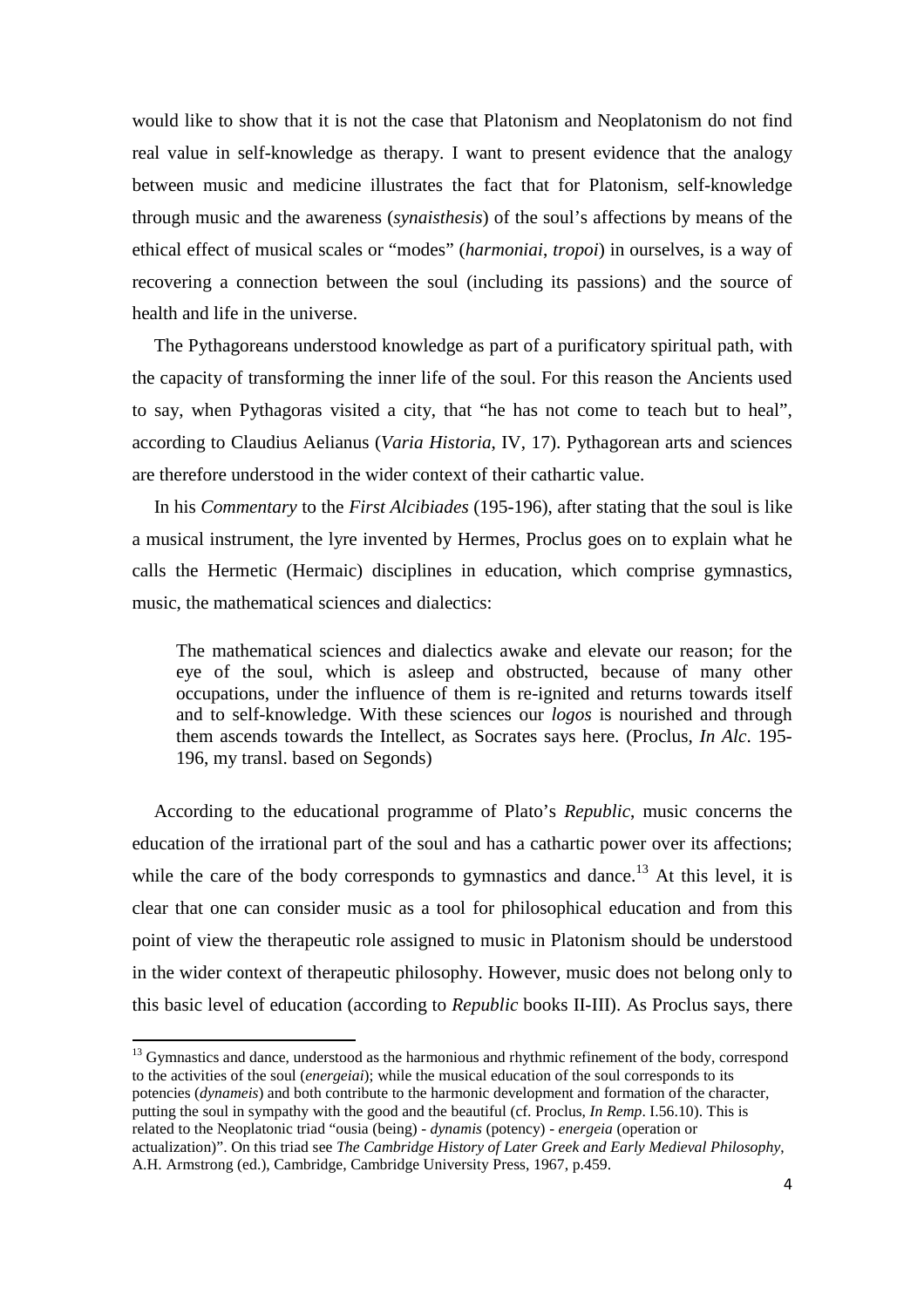would like to show that it is not the case that Platonism and Neoplatonism do not find real value in self-knowledge as therapy. I want to present evidence that the analogy between music and medicine illustrates the fact that for Platonism, self-knowledge through music and the awareness (*synaisthesis*) of the soul's affections by means of the ethical effect of musical scales or "modes" (*harmoniai*, *tropoi*) in ourselves, is a way of recovering a connection between the soul (including its passions) and the source of health and life in the universe.

The Pythagoreans understood knowledge as part of a purificatory spiritual path, with the capacity of transforming the inner life of the soul. For this reason the Ancients used to say, when Pythagoras visited a city, that "he has not come to teach but to heal", according to Claudius Aelianus (*Varia Historia*, IV, 17). Pythagorean arts and sciences are therefore understood in the wider context of their cathartic value.

In his *Commentary* to the *First Alcibiades* (195-196), after stating that the soul is like a musical instrument, the lyre invented by Hermes, Proclus goes on to explain what he calls the Hermetic (Hermaic) disciplines in education, which comprise gymnastics, music, the mathematical sciences and dialectics:

> The mathematical sciences and dialectics awake and elevate our reason; for the eye of the soul, which is asleep and obstructed, because of many other occupations, under the influence of them is re-ignited and returns towards itself and to self-knowledge. With these sciences our *logos* is nourished and through them ascends towards the Intellect, as Socrates says here. (Proclus, *In Alc*. 195-196, my transl. based on Segonds)

According to the educational programme of Plato's *Republic*, music concerns the education of the irrational part of the soul and has a cathartic power over its affections; while the care of the body corresponds to gymnastics and dance.[13] At this level, it is clear that one can consider music as a tool for philosophical education and from this point of view the therapeutic role assigned to music in Platonism should be understood in the wider context of therapeutic philosophy. However, music does not belong only to this basic level of education (according to *Republic* books II-III). As Proclus says, there

---

[13] Gymnastics and dance, understood as the harmonious and rhythmic refinement of the body, correspond to the activities of the soul (*energeiai*); while the musical education of the soul corresponds to its potencies (*dynameis*) and both contribute to the harmonic development and formation of the character, putting the soul in sympathy with the good and the beautiful (cf. Proclus, *In Remp*. I.56.10). This is related to the Neoplatonic triad "ousia (being) - *dynamis* (potency) - *energeia* (operation or actualization)". On this triad see *The Cambridge History of Later Greek and Early Medieval Philosophy*, A.H. Armstrong (ed.), Cambridge, Cambridge University Press, 1967, p.459.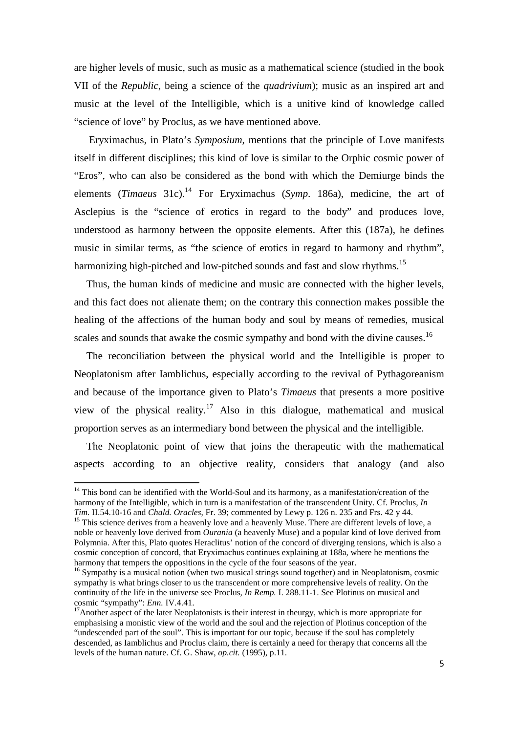are higher levels of music, such as music as a mathematical science (studied in the book VII of the *Republic*, being a science of the *quadrivium*); music as an inspired art and music at the level of the Intelligible, which is a unitive kind of knowledge called "science of love" by Proclus, as we have mentioned above.

Eryximachus, in Plato's *Symposium*, mentions that the principle of Love manifests itself in different disciplines; this kind of love is similar to the Orphic cosmic power of "Eros", who can also be considered as the bond with which the Demiurge binds the elements (*Timaeus* 31c).[14] For Eryximachus (*Symp*. 186a), medicine, the art of Asclepius is the "science of erotics in regard to the body" and produces love, understood as harmony between the opposite elements. After this (187a), he defines music in similar terms, as "the science of erotics in regard to harmony and rhythm", harmonizing high-pitched and low-pitched sounds and fast and slow rhythms.[15]

Thus, the human kinds of medicine and music are connected with the higher levels, and this fact does not alienate them; on the contrary this connection makes possible the healing of the affections of the human body and soul by means of remedies, musical scales and sounds that awake the cosmic sympathy and bond with the divine causes.[16]

The reconciliation between the physical world and the Intelligible is proper to Neoplatonism after Iamblichus, especially according to the revival of Pythagoreanism and because of the importance given to Plato's *Timaeus* that presents a more positive view of the physical reality.[17] Also in this dialogue, mathematical and musical proportion serves as an intermediary bond between the physical and the intelligible.

The Neoplatonic point of view that joins the therapeutic with the mathematical aspects according to an objective reality, considers that analogy (and also

---

[14] This bond can be identified with the World-Soul and its harmony, as a manifestation/creation of the harmony of the Intelligible, which in turn is a manifestation of the transcendent Unity. Cf. Proclus, *In Tim*. II.54.10-16 and *Chald. Oracles*, Fr. 39; commented by Lewy p. 126 n. 235 and Frs. 42 y 44.

[15] This science derives from a heavenly love and a heavenly Muse. There are different levels of love, a noble or heavenly love derived from *Ourania* (a heavenly Muse) and a popular kind of love derived from Polymnia. After this, Plato quotes Heraclitus' notion of the concord of diverging tensions, which is also a cosmic conception of concord, that Eryximachus continues explaining at 188a, where he mentions the harmony that tempers the oppositions in the cycle of the four seasons of the year.

[16] Sympathy is a musical notion (when two musical strings sound together) and in Neoplatonism, cosmic sympathy is what brings closer to us the transcendent or more comprehensive levels of reality. On the continuity of the life in the universe see Proclus, *In Remp.* I. 288.11-1. See Plotinus on musical and cosmic "sympathy": *Enn.* IV.4.41.

[17] Another aspect of the later Neoplatonists is their interest in theurgy, which is more appropriate for emphasising a monistic view of the world and the soul and the rejection of Plotinus conception of the "undescended part of the soul". This is important for our topic, because if the soul has completely descended, as Iamblichus and Proclus claim, there is certainly a need for therapy that concerns all the levels of the human nature. Cf. G. Shaw, *op.cit.* (1995), p.11.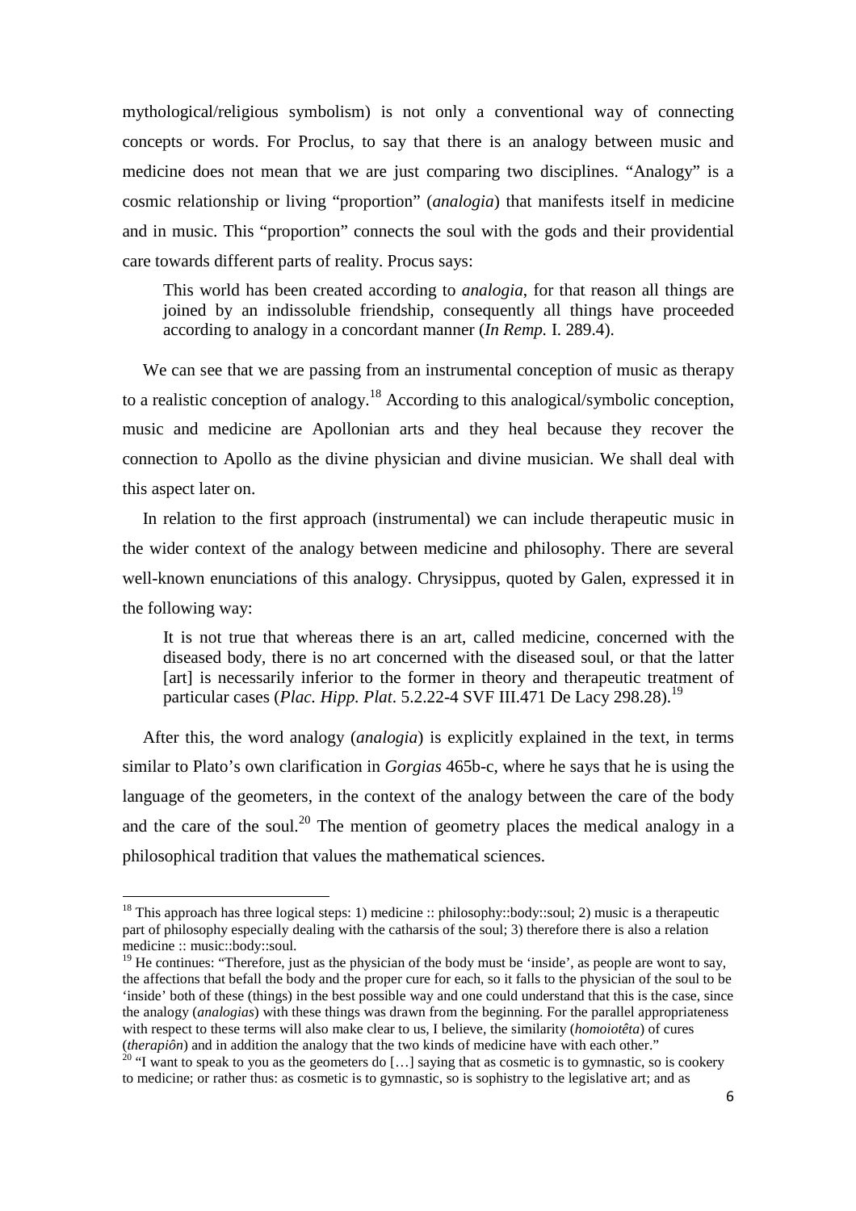mythological/religious symbolism) is not only a conventional way of connecting concepts or words. For Proclus, to say that there is an analogy between music and medicine does not mean that we are just comparing two disciplines. "Analogy" is a cosmic relationship or living "proportion" (*analogia*) that manifests itself in medicine and in music. This "proportion" connects the soul with the gods and their providential care towards different parts of reality. Procus says:

> This world has been created according to *analogia*, for that reason all things are joined by an indissoluble friendship, consequently all things have proceeded according to analogy in a concordant manner (*In Remp.* I. 289.4).

We can see that we are passing from an instrumental conception of music as therapy to a realistic conception of analogy.[18] According to this analogical/symbolic conception, music and medicine are Apollonian arts and they heal because they recover the connection to Apollo as the divine physician and divine musician. We shall deal with this aspect later on.

In relation to the first approach (instrumental) we can include therapeutic music in the wider context of the analogy between medicine and philosophy. There are several well-known enunciations of this analogy. Chrysippus, quoted by Galen, expressed it in the following way:

> It is not true that whereas there is an art, called medicine, concerned with the diseased body, there is no art concerned with the diseased soul, or that the latter [art] is necessarily inferior to the former in theory and therapeutic treatment of particular cases (*Plac. Hipp. Plat*. 5.2.22-4 SVF III.471 De Lacy 298.28).[19]

After this, the word analogy (*analogia*) is explicitly explained in the text, in terms similar to Plato's own clarification in *Gorgias* 465b-c, where he says that he is using the language of the geometers, in the context of the analogy between the care of the body and the care of the soul.[20] The mention of geometry places the medical analogy in a philosophical tradition that values the mathematical sciences.

---

[18] This approach has three logical steps: 1) medicine :: philosophy::body::soul; 2) music is a therapeutic part of philosophy especially dealing with the catharsis of the soul; 3) therefore there is also a relation medicine :: music::body::soul.

[19] He continues: "Therefore, just as the physician of the body must be 'inside', as people are wont to say, the affections that befall the body and the proper cure for each, so it falls to the physician of the soul to be 'inside' both of these (things) in the best possible way and one could understand that this is the case, since the analogy (*analogias*) with these things was drawn from the beginning. For the parallel appropriateness with respect to these terms will also make clear to us, I believe, the similarity (*homoiotêta*) of cures (*therapiôn*) and in addition the analogy that the two kinds of medicine have with each other."

[20] "I want to speak to you as the geometers do […] saying that as cosmetic is to gymnastic, so is cookery to medicine; or rather thus: as cosmetic is to gymnastic, so is sophistry to the legislative art; and as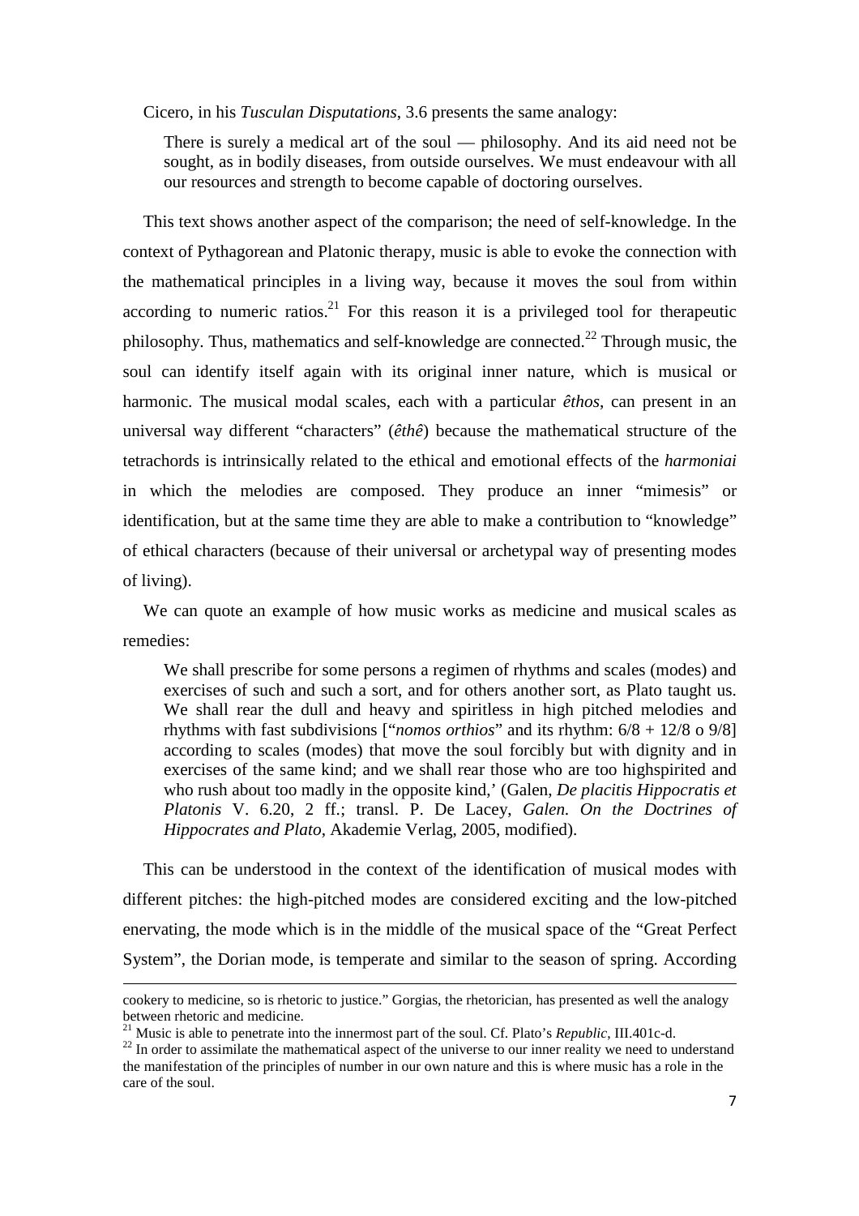Cicero, in his *Tusculan Disputations*, 3.6 presents the same analogy:

> There is surely a medical art of the soul — philosophy. And its aid need not be sought, as in bodily diseases, from outside ourselves. We must endeavour with all our resources and strength to become capable of doctoring ourselves.

This text shows another aspect of the comparison; the need of self-knowledge. In the context of Pythagorean and Platonic therapy, music is able to evoke the connection with the mathematical principles in a living way, because it moves the soul from within according to numeric ratios.[21] For this reason it is a privileged tool for therapeutic philosophy. Thus, mathematics and self-knowledge are connected.[22] Through music, the soul can identify itself again with its original inner nature, which is musical or harmonic. The musical modal scales, each with a particular *êthos*, can present in an universal way different "characters" (*êthê*) because the mathematical structure of the tetrachords is intrinsically related to the ethical and emotional effects of the *harmoniai* in which the melodies are composed. They produce an inner "mimesis" or identification, but at the same time they are able to make a contribution to "knowledge" of ethical characters (because of their universal or archetypal way of presenting modes of living).

We can quote an example of how music works as medicine and musical scales as remedies:

> We shall prescribe for some persons a regimen of rhythms and scales (modes) and exercises of such and such a sort, and for others another sort, as Plato taught us. We shall rear the dull and heavy and spiritless in high pitched melodies and rhythms with fast subdivisions ["*nomos orthios*" and its rhythm: 6/8 + 12/8 o 9/8] according to scales (modes) that move the soul forcibly but with dignity and in exercises of the same kind; and we shall rear those who are too highspirited and who rush about too madly in the opposite kind,' (Galen, *De placitis Hippocratis et Platonis* V. 6.20, 2 ff.; transl. P. De Lacey, *Galen. On the Doctrines of Hippocrates and Plato*, Akademie Verlag, 2005, modified).

This can be understood in the context of the identification of musical modes with different pitches: the high-pitched modes are considered exciting and the low-pitched enervating, the mode which is in the middle of the musical space of the "Great Perfect System", the Dorian mode, is temperate and similar to the season of spring. According

---

cookery to medicine, so is rhetoric to justice." Gorgias, the rhetorician, has presented as well the analogy between rhetoric and medicine.

[21] Music is able to penetrate into the innermost part of the soul. Cf. Plato's *Republic*, III.401c-d.

[22] In order to assimilate the mathematical aspect of the universe to our inner reality we need to understand the manifestation of the principles of number in our own nature and this is where music has a role in the care of the soul.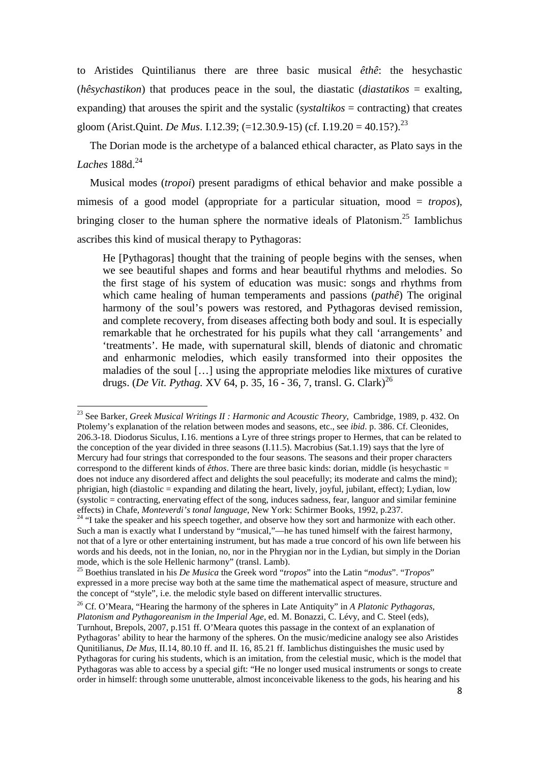to Aristides Quintilianus there are three basic musical *êthê*: the hesychastic (*hêsychastikon*) that produces peace in the soul, the diastatic (*diastatikos* = exalting, expanding) that arouses the spirit and the systalic (*systaltikos* = contracting) that creates gloom (Arist.Quint. *De Mus*. I.12.39; (=12.30.9-15) (cf. I.19.20 = 40.15?).[23]

The Dorian mode is the archetype of a balanced ethical character, as Plato says in the *Laches* 188d.[24]

Musical modes (*tropoi*) present paradigms of ethical behavior and make possible a mimesis of a good model (appropriate for a particular situation, mood = *tropos*), bringing closer to the human sphere the normative ideals of Platonism.[25] Iamblichus ascribes this kind of musical therapy to Pythagoras:

> He [Pythagoras] thought that the training of people begins with the senses, when we see beautiful shapes and forms and hear beautiful rhythms and melodies. So the first stage of his system of education was music: songs and rhythms from which came healing of human temperaments and passions (*pathê*) The original harmony of the soul's powers was restored, and Pythagoras devised remission, and complete recovery, from diseases affecting both body and soul. It is especially remarkable that he orchestrated for his pupils what they call 'arrangements' and 'treatments'. He made, with supernatural skill, blends of diatonic and chromatic and enharmonic melodies, which easily transformed into their opposites the maladies of the soul […] using the appropriate melodies like mixtures of curative drugs. (*De Vit. Pythag.* XV 64, p. 35, 16 - 36, 7, transl. G. Clark)[26]

---

[23] See Barker, *Greek Musical Writings II : Harmonic and Acoustic Theory*, Cambridge, 1989, p. 432. On Ptolemy's explanation of the relation between modes and seasons, etc., see *ibid*. p. 386. Cf. Cleonides, 206.3-18. Diodorus Siculus, I.16. mentions a Lyre of three strings proper to Hermes, that can be related to the conception of the year divided in three seasons (I.11.5). Macrobius (Sat.1.19) says that the lyre of Mercury had four strings that corresponded to the four seasons. The seasons and their proper characters correspond to the different kinds of *êthos*. There are three basic kinds: dorian, middle (is hesychastic = does not induce any disordered affect and delights the soul peacefully; its moderate and calms the mind); phrigian, high (diastolic = expanding and dilating the heart, lively, joyful, jubilant, effect); Lydian, low (systolic = contracting, enervating effect of the song, induces sadness, fear, languor and similar feminine effects) in Chafe, *Monteverdi's tonal language*, New York: Schirmer Books, 1992, p.237.

[24] "I take the speaker and his speech together, and observe how they sort and harmonize with each other. Such a man is exactly what I understand by "musical,"—he has tuned himself with the fairest harmony, not that of a lyre or other entertaining instrument, but has made a true concord of his own life between his words and his deeds, not in the Ionian, no, nor in the Phrygian nor in the Lydian, but simply in the Dorian mode, which is the sole Hellenic harmony" (transl. Lamb).

[25] Boethius translated in his *De Musica* the Greek word "*tropos*" into the Latin "*modus*". "*Tropos*" expressed in a more precise way both at the same time the mathematical aspect of measure, structure and the concept of "style", i.e. the melodic style based on different intervallic structures.

[26] Cf. O'Meara, "Hearing the harmony of the spheres in Late Antiquity" in *A Platonic Pythagoras, Platonism and Pythagoreanism in the Imperial Age*, ed. M. Bonazzi, C. Lévy, and C. Steel (eds), Turnhout, Brepols, 2007, p.151 ff. O'Meara quotes this passage in the context of an explanation of Pythagoras' ability to hear the harmony of the spheres. On the music/medicine analogy see also Aristides Qunitilianus, *De Mus*, II.14, 80.10 ff. and II. 16, 85.21 ff. Iamblichus distinguishes the music used by Pythagoras for curing his students, which is an imitation, from the celestial music, which is the model that Pythagoras was able to access by a special gift: "He no longer used musical instruments or songs to create order in himself: through some unutterable, almost inconceivable likeness to the gods, his hearing and his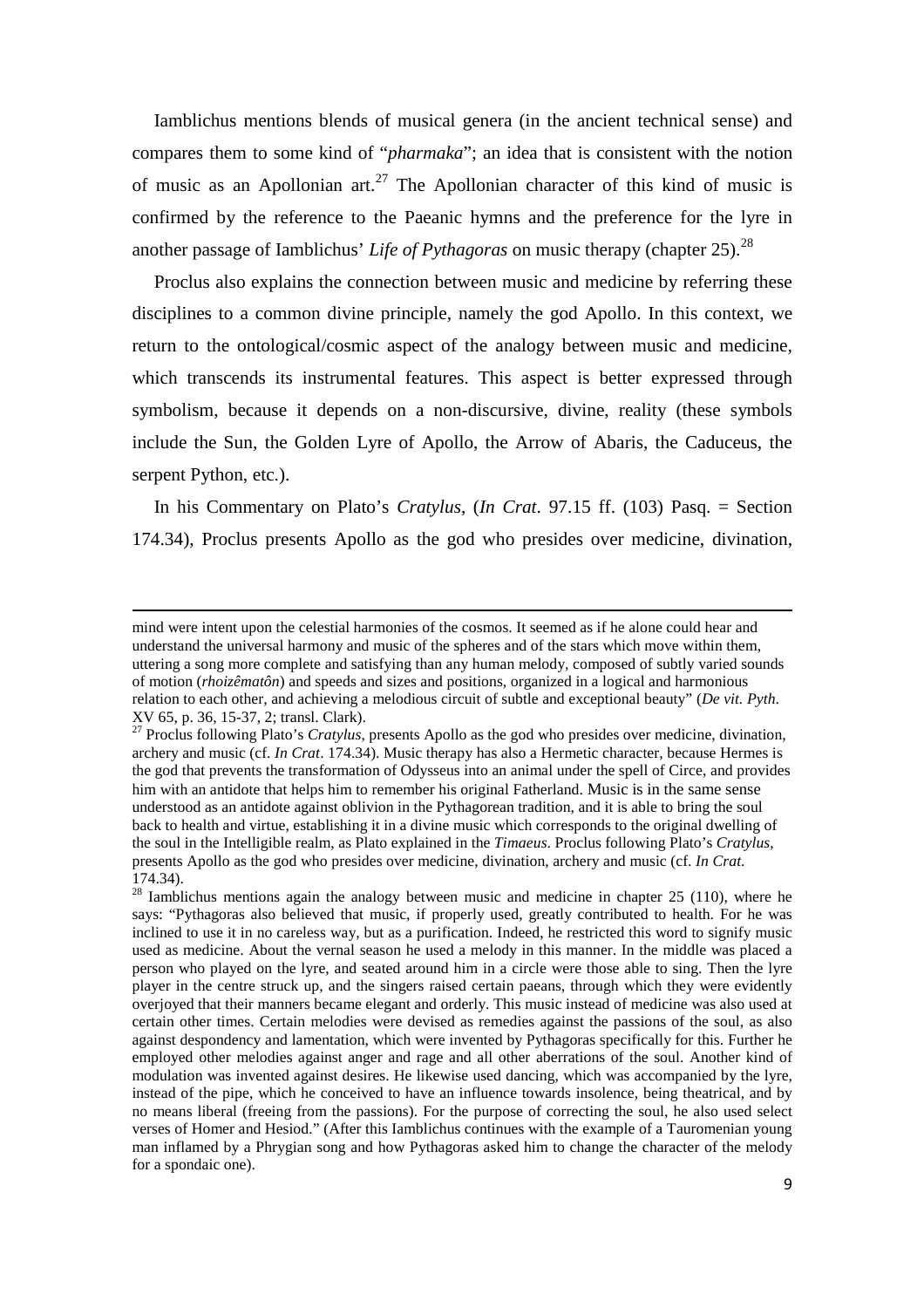Iamblichus mentions blends of musical genera (in the ancient technical sense) and compares them to some kind of "*pharmaka*"; an idea that is consistent with the notion of music as an Apollonian art.[27] The Apollonian character of this kind of music is confirmed by the reference to the Paeanic hymns and the preference for the lyre in another passage of Iamblichus' *Life of Pythagoras* on music therapy (chapter 25).[28]

Proclus also explains the connection between music and medicine by referring these disciplines to a common divine principle, namely the god Apollo. In this context, we return to the ontological/cosmic aspect of the analogy between music and medicine, which transcends its instrumental features. This aspect is better expressed through symbolism, because it depends on a non-discursive, divine, reality (these symbols include the Sun, the Golden Lyre of Apollo, the Arrow of Abaris, the Caduceus, the serpent Python, etc.).

In his Commentary on Plato's *Cratylus*, (*In Crat*. 97.15 ff. (103) Pasq. = Section 174.34), Proclus presents Apollo as the god who presides over medicine, divination,

---

mind were intent upon the celestial harmonies of the cosmos. It seemed as if he alone could hear and understand the universal harmony and music of the spheres and of the stars which move within them, uttering a song more complete and satisfying than any human melody, composed of subtly varied sounds of motion (*rhoizêmatôn*) and speeds and sizes and positions, organized in a logical and harmonious relation to each other, and achieving a melodious circuit of subtle and exceptional beauty" (*De vit. Pyth.* XV 65, p. 36, 15-37, 2; transl. Clark).

[27] Proclus following Plato's *Cratylus*, presents Apollo as the god who presides over medicine, divination, archery and music (cf. *In Crat*. 174.34). Music therapy has also a Hermetic character, because Hermes is the god that prevents the transformation of Odysseus into an animal under the spell of Circe, and provides him with an antidote that helps him to remember his original Fatherland. Music is in the same sense understood as an antidote against oblivion in the Pythagorean tradition, and it is able to bring the soul back to health and virtue, establishing it in a divine music which corresponds to the original dwelling of the soul in the Intelligible realm, as Plato explained in the *Timaeus*. Proclus following Plato's *Cratylus*, presents Apollo as the god who presides over medicine, divination, archery and music (cf. *In Crat*. 174.34).

[28] Iamblichus mentions again the analogy between music and medicine in chapter 25 (110), where he says: "Pythagoras also believed that music, if properly used, greatly contributed to health. For he was inclined to use it in no careless way, but as a purification. Indeed, he restricted this word to signify music used as medicine. About the vernal season he used a melody in this manner. In the middle was placed a person who played on the lyre, and seated around him in a circle were those able to sing. Then the lyre player in the centre struck up, and the singers raised certain paeans, through which they were evidently overjoyed that their manners became elegant and orderly. This music instead of medicine was also used at certain other times. Certain melodies were devised as remedies against the passions of the soul, as also against despondency and lamentation, which were invented by Pythagoras specifically for this. Further he employed other melodies against anger and rage and all other aberrations of the soul. Another kind of modulation was invented against desires. He likewise used dancing, which was accompanied by the lyre, instead of the pipe, which he conceived to have an influence towards insolence, being theatrical, and by no means liberal (freeing from the passions). For the purpose of correcting the soul, he also used select verses of Homer and Hesiod." (After this Iamblichus continues with the example of a Tauromenian young man inflamed by a Phrygian song and how Pythagoras asked him to change the character of the melody for a spondaic one).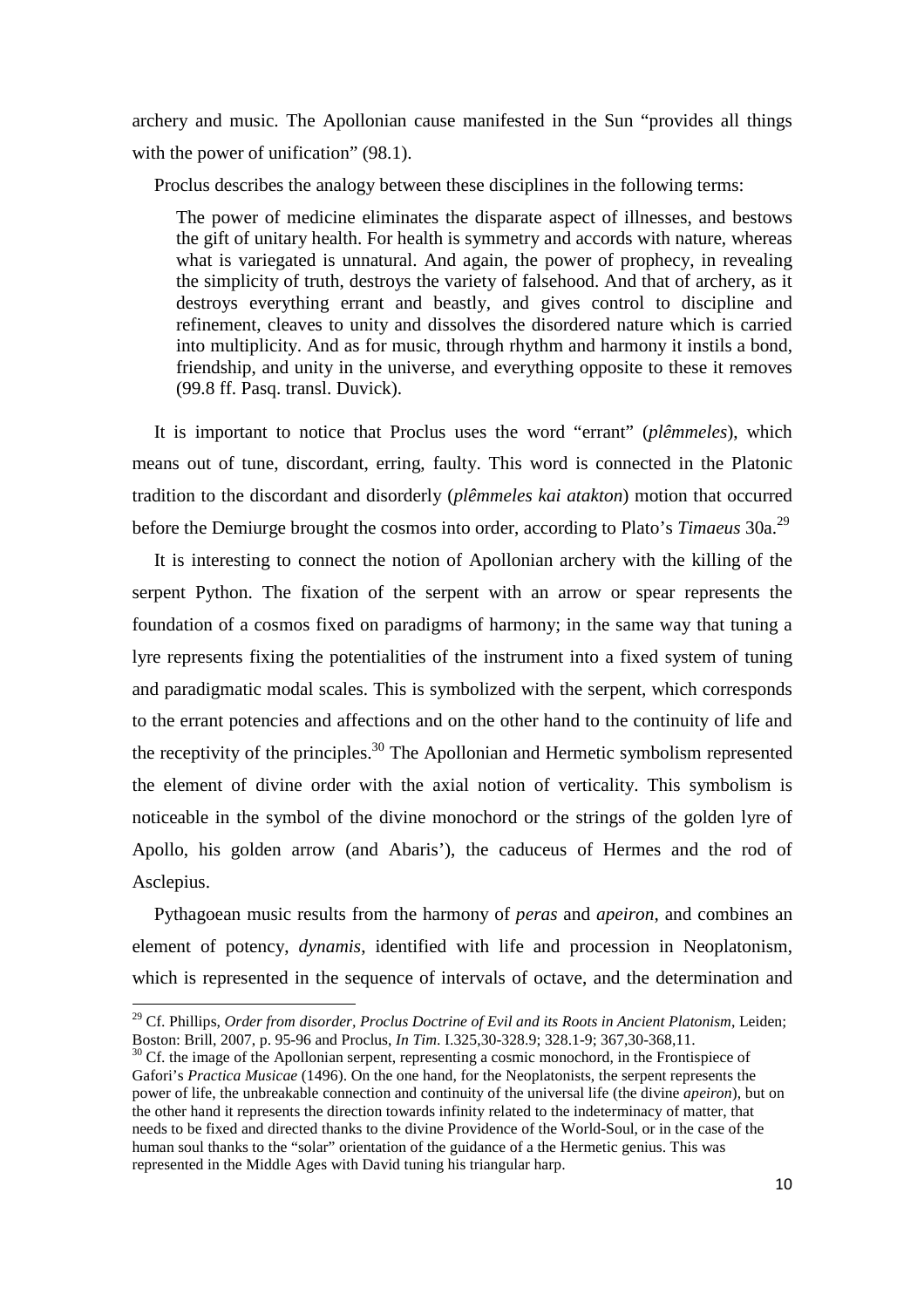archery and music. The Apollonian cause manifested in the Sun "provides all things with the power of unification" (98.1).

Proclus describes the analogy between these disciplines in the following terms:

> The power of medicine eliminates the disparate aspect of illnesses, and bestows the gift of unitary health. For health is symmetry and accords with nature, whereas what is variegated is unnatural. And again, the power of prophecy, in revealing the simplicity of truth, destroys the variety of falsehood. And that of archery, as it destroys everything errant and beastly, and gives control to discipline and refinement, cleaves to unity and dissolves the disordered nature which is carried into multiplicity. And as for music, through rhythm and harmony it instils a bond, friendship, and unity in the universe, and everything opposite to these it removes (99.8 ff. Pasq. transl. Duvick).

It is important to notice that Proclus uses the word "errant" (*plêmmeles*), which means out of tune, discordant, erring, faulty. This word is connected in the Platonic tradition to the discordant and disorderly (*plêmmeles kai atakton*) motion that occurred before the Demiurge brought the cosmos into order, according to Plato's *Timaeus* 30a.[29]

It is interesting to connect the notion of Apollonian archery with the killing of the serpent Python. The fixation of the serpent with an arrow or spear represents the foundation of a cosmos fixed on paradigms of harmony; in the same way that tuning a lyre represents fixing the potentialities of the instrument into a fixed system of tuning and paradigmatic modal scales. This is symbolized with the serpent, which corresponds to the errant potencies and affections and on the other hand to the continuity of life and the receptivity of the principles.[30] The Apollonian and Hermetic symbolism represented the element of divine order with the axial notion of verticality. This symbolism is noticeable in the symbol of the divine monochord or the strings of the golden lyre of Apollo, his golden arrow (and Abaris'), the caduceus of Hermes and the rod of Asclepius.

Pythagoean music results from the harmony of *peras* and *apeiron*, and combines an element of potency, *dynamis*, identified with life and procession in Neoplatonism, which is represented in the sequence of intervals of octave, and the determination and

---

[29] Cf. Phillips, *Order from disorder, Proclus Doctrine of Evil and its Roots in Ancient Platonism*, Leiden; Boston: Brill, 2007, p. 95-96 and Proclus, *In Tim*. I.325,30-328.9; 328.1-9; 367,30-368,11.

[30] Cf. the image of the Apollonian serpent, representing a cosmic monochord, in the Frontispiece of Gafori's *Practica Musicae* (1496). On the one hand, for the Neoplatonists, the serpent represents the power of life, the unbreakable connection and continuity of the universal life (the divine *apeiron*), but on the other hand it represents the direction towards infinity related to the indeterminacy of matter, that needs to be fixed and directed thanks to the divine Providence of the World-Soul, or in the case of the human soul thanks to the "solar" orientation of the guidance of a the Hermetic genius. This was represented in the Middle Ages with David tuning his triangular harp.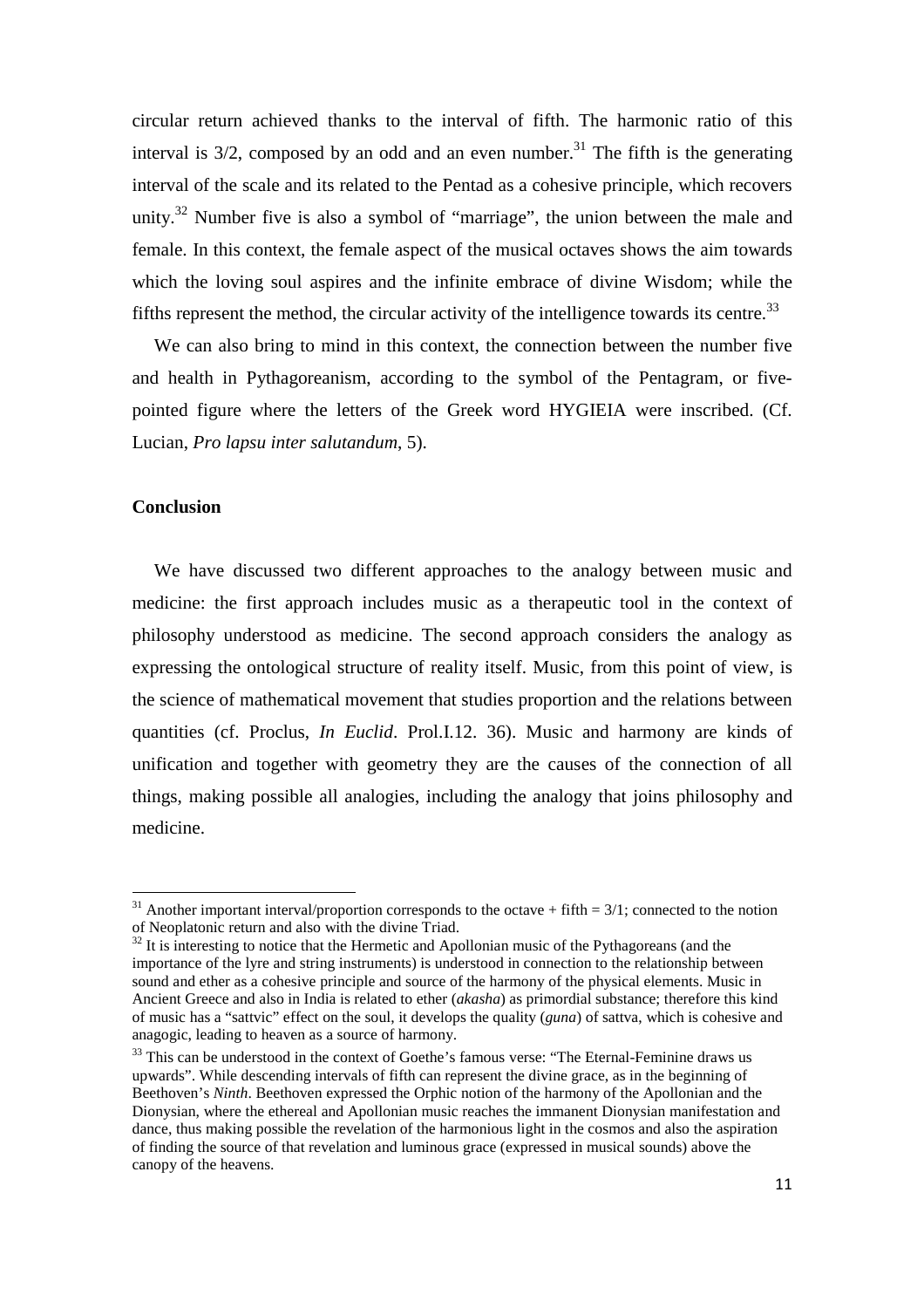circular return achieved thanks to the interval of fifth. The harmonic ratio of this interval is 3/2, composed by an odd and an even number.[31] The fifth is the generating interval of the scale and its related to the Pentad as a cohesive principle, which recovers unity.[32] Number five is also a symbol of "marriage", the union between the male and female. In this context, the female aspect of the musical octaves shows the aim towards which the loving soul aspires and the infinite embrace of divine Wisdom; while the fifths represent the method, the circular activity of the intelligence towards its centre.[33]

We can also bring to mind in this context, the connection between the number five and health in Pythagoreanism, according to the symbol of the Pentagram, or five-pointed figure where the letters of the Greek word HYGIEIA were inscribed. (Cf. Lucian, *Pro lapsu inter salutandum*, 5).

## Conclusion

We have discussed two different approaches to the analogy between music and medicine: the first approach includes music as a therapeutic tool in the context of philosophy understood as medicine. The second approach considers the analogy as expressing the ontological structure of reality itself. Music, from this point of view, is the science of mathematical movement that studies proportion and the relations between quantities (cf. Proclus, *In Euclid*. Prol.I.12. 36). Music and harmony are kinds of unification and together with geometry they are the causes of the connection of all things, making possible all analogies, including the analogy that joins philosophy and medicine.

---

[31] Another important interval/proportion corresponds to the octave + fifth = 3/1; connected to the notion of Neoplatonic return and also with the divine Triad.

[32] It is interesting to notice that the Hermetic and Apollonian music of the Pythagoreans (and the importance of the lyre and string instruments) is understood in connection to the relationship between sound and ether as a cohesive principle and source of the harmony of the physical elements. Music in Ancient Greece and also in India is related to ether (*akasha*) as primordial substance; therefore this kind of music has a "sattvic" effect on the soul, it develops the quality (*guna*) of sattva, which is cohesive and anagogic, leading to heaven as a source of harmony.

[33] This can be understood in the context of Goethe's famous verse: "The Eternal-Feminine draws us upwards". While descending intervals of fifth can represent the divine grace, as in the beginning of Beethoven's *Ninth*. Beethoven expressed the Orphic notion of the harmony of the Apollonian and the Dionysian, where the ethereal and Apollonian music reaches the immanent Dionysian manifestation and dance, thus making possible the revelation of the harmonious light in the cosmos and also the aspiration of finding the source of that revelation and luminous grace (expressed in musical sounds) above the canopy of the heavens.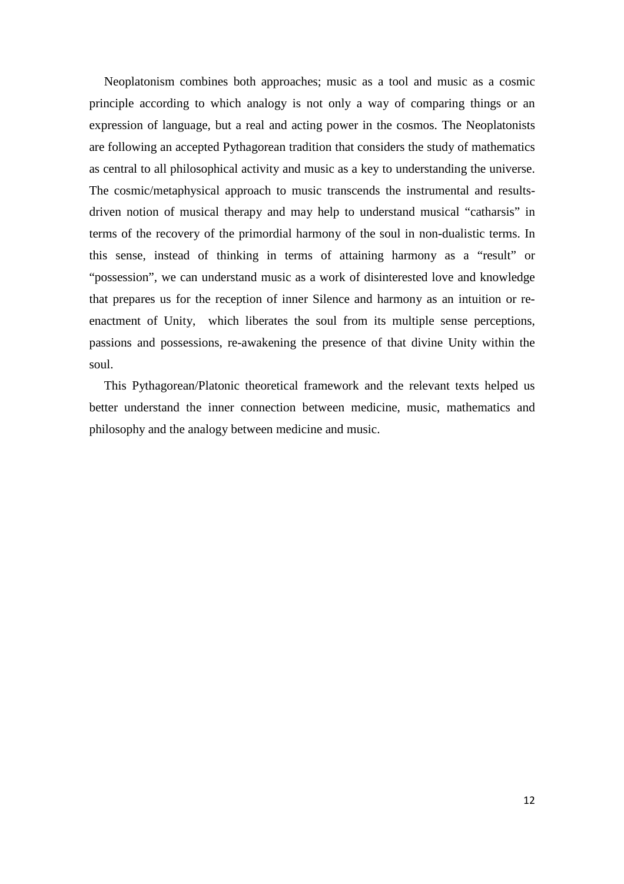Neoplatonism combines both approaches; music as a tool and music as a cosmic principle according to which analogy is not only a way of comparing things or an expression of language, but a real and acting power in the cosmos. The Neoplatonists are following an accepted Pythagorean tradition that considers the study of mathematics as central to all philosophical activity and music as a key to understanding the universe. The cosmic/metaphysical approach to music transcends the instrumental and results-driven notion of musical therapy and may help to understand musical "catharsis" in terms of the recovery of the primordial harmony of the soul in non-dualistic terms. In this sense, instead of thinking in terms of attaining harmony as a "result" or "possession", we can understand music as a work of disinterested love and knowledge that prepares us for the reception of inner Silence and harmony as an intuition or re-enactment of Unity, which liberates the soul from its multiple sense perceptions, passions and possessions, re-awakening the presence of that divine Unity within the soul.

This Pythagorean/Platonic theoretical framework and the relevant texts helped us better understand the inner connection between medicine, music, mathematics and philosophy and the analogy between medicine and music.